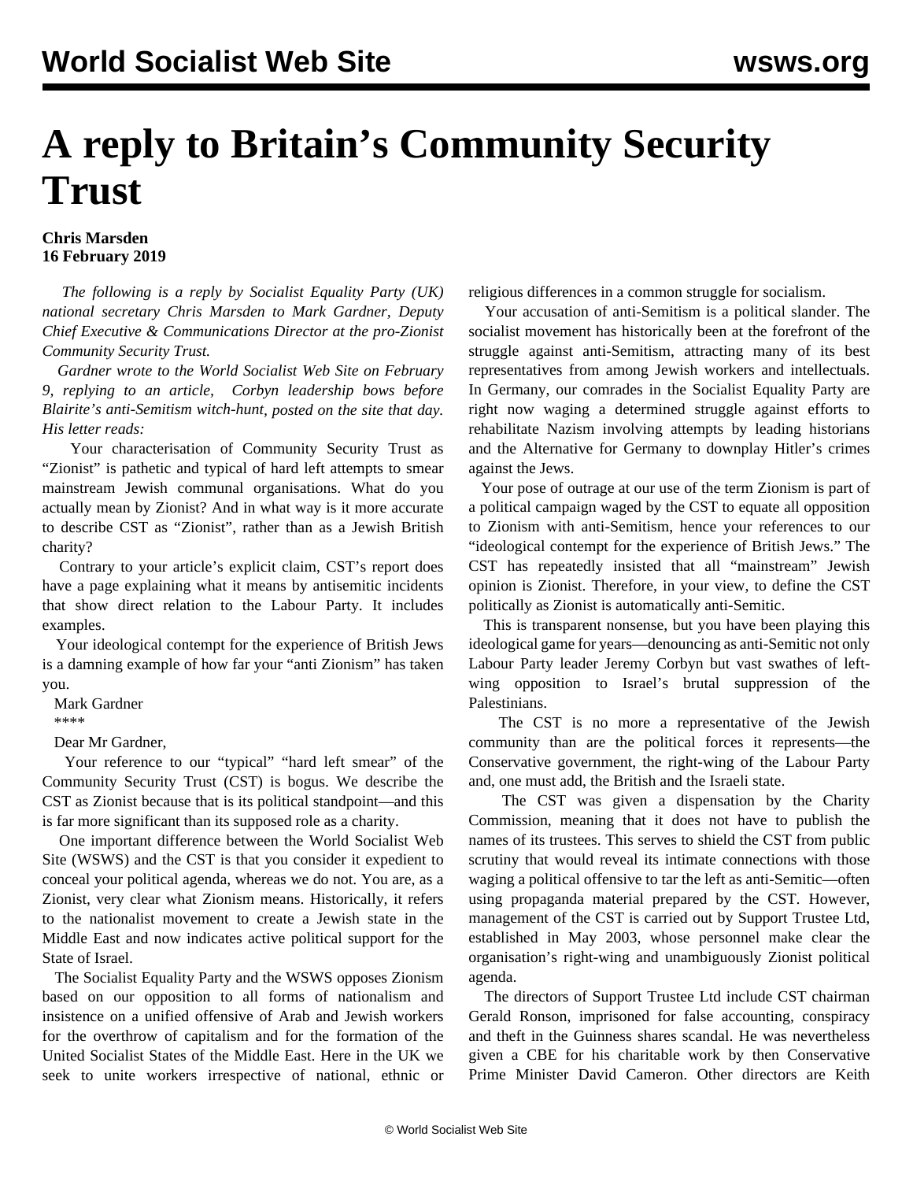# A reply to Britain's Community Security Trust

**Chris Marsden**
**16 February 2019**

*The following is a reply by Socialist Equality Party (UK) national secretary Chris Marsden to Mark Gardner, Deputy Chief Executive & Communications Director at the pro-Zionist Community Security Trust.*

*Gardner wrote to the World Socialist Web Site on February 9, replying to an article, Corbyn leadership bows before Blairite's anti-Semitism witch-hunt, posted on the site that day. His letter reads:*

Your characterisation of Community Security Trust as "Zionist" is pathetic and typical of hard left attempts to smear mainstream Jewish communal organisations. What do you actually mean by Zionist? And in what way is it more accurate to describe CST as "Zionist", rather than as a Jewish British charity?

Contrary to your article's explicit claim, CST's report does have a page explaining what it means by antisemitic incidents that show direct relation to the Labour Party. It includes examples.

Your ideological contempt for the experience of British Jews is a damning example of how far your "anti Zionism" has taken you.

Mark Gardner

\*\*\*\*

Dear Mr Gardner,

Your reference to our "typical" "hard left smear" of the Community Security Trust (CST) is bogus. We describe the CST as Zionist because that is its political standpoint—and this is far more significant than its supposed role as a charity.

One important difference between the World Socialist Web Site (WSWS) and the CST is that you consider it expedient to conceal your political agenda, whereas we do not. You are, as a Zionist, very clear what Zionism means. Historically, it refers to the nationalist movement to create a Jewish state in the Middle East and now indicates active political support for the State of Israel.

The Socialist Equality Party and the WSWS opposes Zionism based on our opposition to all forms of nationalism and insistence on a unified offensive of Arab and Jewish workers for the overthrow of capitalism and for the formation of the United Socialist States of the Middle East. Here in the UK we seek to unite workers irrespective of national, ethnic or religious differences in a common struggle for socialism.

Your accusation of anti-Semitism is a political slander. The socialist movement has historically been at the forefront of the struggle against anti-Semitism, attracting many of its best representatives from among Jewish workers and intellectuals. In Germany, our comrades in the Socialist Equality Party are right now waging a determined struggle against efforts to rehabilitate Nazism involving attempts by leading historians and the Alternative for Germany to downplay Hitler's crimes against the Jews.

Your pose of outrage at our use of the term Zionism is part of a political campaign waged by the CST to equate all opposition to Zionism with anti-Semitism, hence your references to our "ideological contempt for the experience of British Jews." The CST has repeatedly insisted that all "mainstream" Jewish opinion is Zionist. Therefore, in your view, to define the CST politically as Zionist is automatically anti-Semitic.

This is transparent nonsense, but you have been playing this ideological game for years—denouncing as anti-Semitic not only Labour Party leader Jeremy Corbyn but vast swathes of left-wing opposition to Israel's brutal suppression of the Palestinians.

The CST is no more a representative of the Jewish community than are the political forces it represents—the Conservative government, the right-wing of the Labour Party and, one must add, the British and the Israeli state.

The CST was given a dispensation by the Charity Commission, meaning that it does not have to publish the names of its trustees. This serves to shield the CST from public scrutiny that would reveal its intimate connections with those waging a political offensive to tar the left as anti-Semitic—often using propaganda material prepared by the CST. However, management of the CST is carried out by Support Trustee Ltd, established in May 2003, whose personnel make clear the organisation's right-wing and unambiguously Zionist political agenda.

The directors of Support Trustee Ltd include CST chairman Gerald Ronson, imprisoned for false accounting, conspiracy and theft in the Guinness shares scandal. He was nevertheless given a CBE for his charitable work by then Conservative Prime Minister David Cameron. Other directors are Keith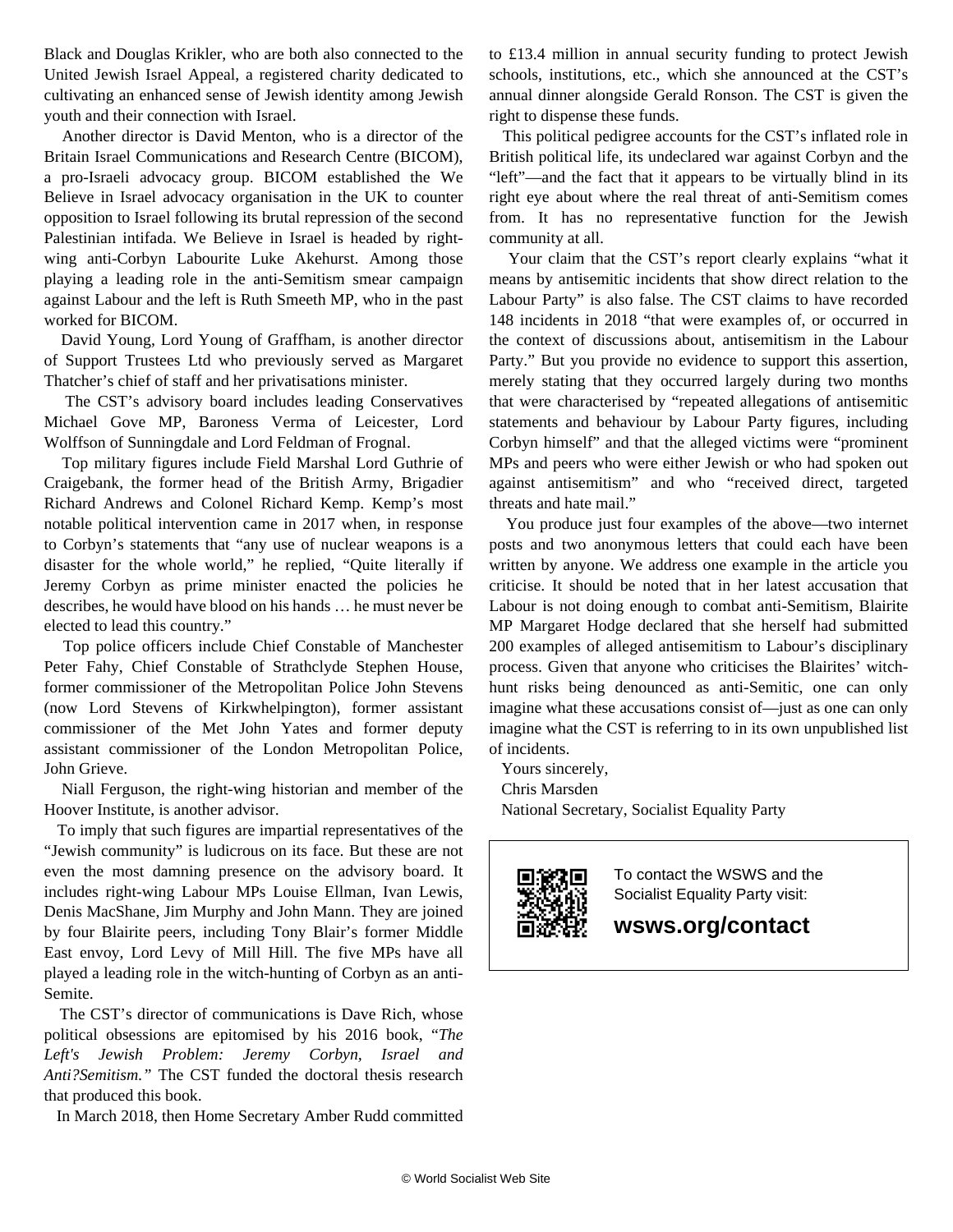Black and Douglas Krikler, who are both also connected to the United Jewish Israel Appeal, a registered charity dedicated to cultivating an enhanced sense of Jewish identity among Jewish youth and their connection with Israel.

Another director is David Menton, who is a director of the Britain Israel Communications and Research Centre (BICOM), a pro-Israeli advocacy group. BICOM established the We Believe in Israel advocacy organisation in the UK to counter opposition to Israel following its brutal repression of the second Palestinian intifada. We Believe in Israel is headed by right-wing anti-Corbyn Labourite Luke Akehurst. Among those playing a leading role in the anti-Semitism smear campaign against Labour and the left is Ruth Smeeth MP, who in the past worked for BICOM.

David Young, Lord Young of Graffham, is another director of Support Trustees Ltd who previously served as Margaret Thatcher's chief of staff and her privatisations minister.

The CST's advisory board includes leading Conservatives Michael Gove MP, Baroness Verma of Leicester, Lord Wolffson of Sunningdale and Lord Feldman of Frognal.

Top military figures include Field Marshal Lord Guthrie of Craigebank, the former head of the British Army, Brigadier Richard Andrews and Colonel Richard Kemp. Kemp's most notable political intervention came in 2017 when, in response to Corbyn's statements that "any use of nuclear weapons is a disaster for the whole world," he replied, "Quite literally if Jeremy Corbyn as prime minister enacted the policies he describes, he would have blood on his hands … he must never be elected to lead this country."

Top police officers include Chief Constable of Manchester Peter Fahy, Chief Constable of Strathclyde Stephen House, former commissioner of the Metropolitan Police John Stevens (now Lord Stevens of Kirkwhelpington), former assistant commissioner of the Met John Yates and former deputy assistant commissioner of the London Metropolitan Police, John Grieve.

Niall Ferguson, the right-wing historian and member of the Hoover Institute, is another advisor.

To imply that such figures are impartial representatives of the "Jewish community" is ludicrous on its face. But these are not even the most damning presence on the advisory board. It includes right-wing Labour MPs Louise Ellman, Ivan Lewis, Denis MacShane, Jim Murphy and John Mann. They are joined by four Blairite peers, including Tony Blair's former Middle East envoy, Lord Levy of Mill Hill. The five MPs have all played a leading role in the witch-hunting of Corbyn as an anti-Semite.

The CST's director of communications is Dave Rich, whose political obsessions are epitomised by his 2016 book, "*The Left's Jewish Problem: Jeremy Corbyn, Israel and Anti?Semitism.*" The CST funded the doctoral thesis research that produced this book.

In March 2018, then Home Secretary Amber Rudd committed to £13.4 million in annual security funding to protect Jewish schools, institutions, etc., which she announced at the CST's annual dinner alongside Gerald Ronson. The CST is given the right to dispense these funds.

This political pedigree accounts for the CST's inflated role in British political life, its undeclared war against Corbyn and the "left"—and the fact that it appears to be virtually blind in its right eye about where the real threat of anti-Semitism comes from. It has no representative function for the Jewish community at all.

Your claim that the CST's report clearly explains "what it means by antisemitic incidents that show direct relation to the Labour Party" is also false. The CST claims to have recorded 148 incidents in 2018 "that were examples of, or occurred in the context of discussions about, antisemitism in the Labour Party." But you provide no evidence to support this assertion, merely stating that they occurred largely during two months that were characterised by "repeated allegations of antisemitic statements and behaviour by Labour Party figures, including Corbyn himself" and that the alleged victims were "prominent MPs and peers who were either Jewish or who had spoken out against antisemitism" and who "received direct, targeted threats and hate mail."

You produce just four examples of the above—two internet posts and two anonymous letters that could each have been written by anyone. We address one example in the article you criticise. It should be noted that in her latest accusation that Labour is not doing enough to combat anti-Semitism, Blairite MP Margaret Hodge declared that she herself had submitted 200 examples of alleged antisemitism to Labour's disciplinary process. Given that anyone who criticises the Blairites' witch-hunt risks being denounced as anti-Semitic, one can only imagine what these accusations consist of—just as one can only imagine what the CST is referring to in its own unpublished list of incidents.

Yours sincerely,
Chris Marsden
National Secretary, Socialist Equality Party

To contact the WSWS and the Socialist Equality Party visit:

**wsws.org/contact**